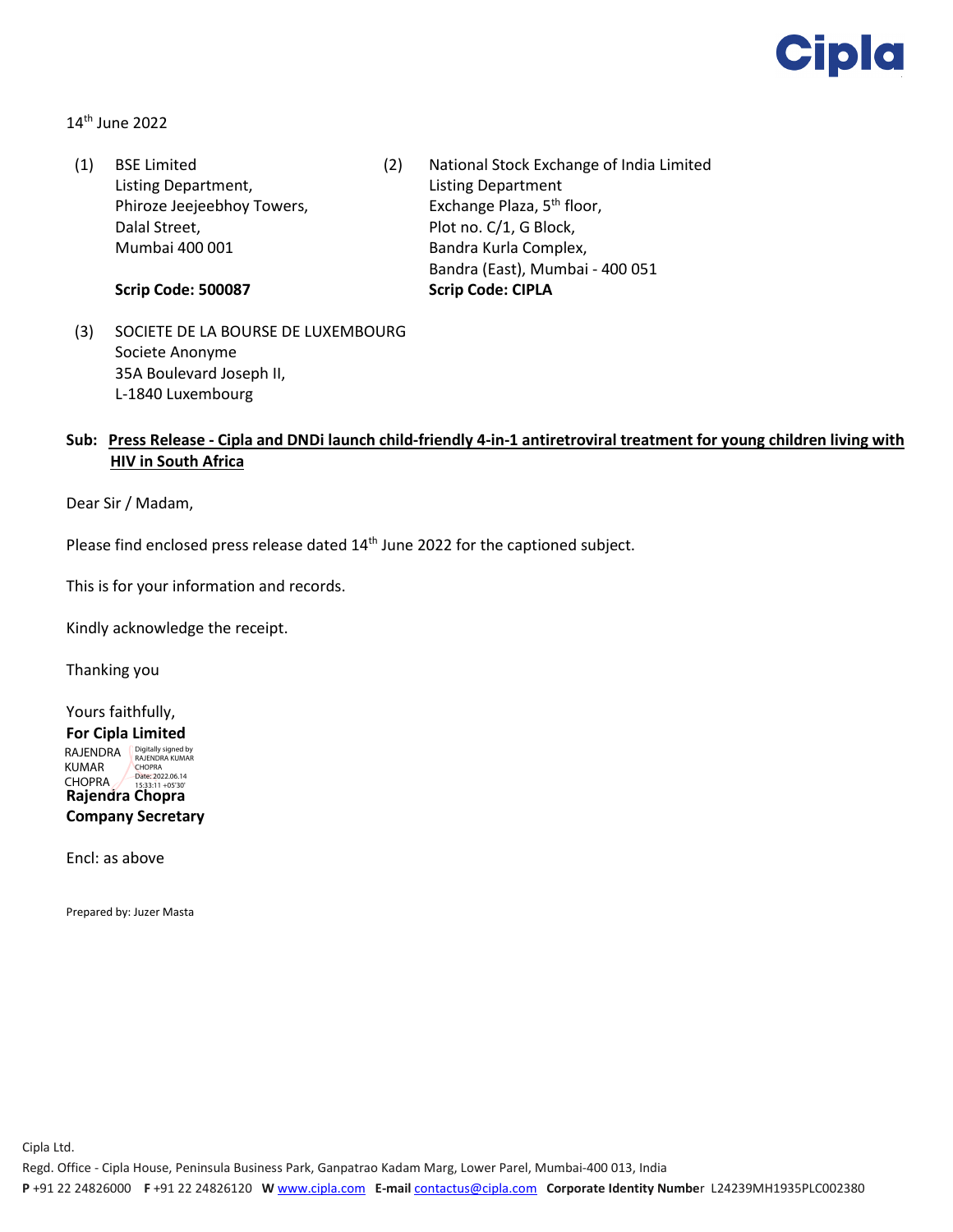14th June 2022

(1) BSE Limited
Listing Department,
Phiroze Jeejeebhoy Towers,
Dalal Street,
Mumbai 400 001

**Scrip Code: 500087**

(2) National Stock Exchange of India Limited
Listing Department
Exchange Plaza, 5th floor,
Plot no. C/1, G Block,
Bandra Kurla Complex,
Bandra (East), Mumbai - 400 051

**Scrip Code: CIPLA**

(3) SOCIETE DE LA BOURSE DE LUXEMBOURG
Societe Anonyme
35A Boulevard Joseph II,
L-1840 Luxembourg

**Sub: Press Release - Cipla and DNDi launch child-friendly 4-in-1 antiretroviral treatment for young children living with HIV in South Africa**

Dear Sir / Madam,

Please find enclosed press release dated 14th June 2022 for the captioned subject.

This is for your information and records.

Kindly acknowledge the receipt.

Thanking you

Yours faithfully,

**For Cipla Limited**

RAJENDRA KUMAR CHOPRA
Digitally signed by RAJENDRA KUMAR CHOPRA
Date: 2022.06.14 15:33:11 +05'30'

**Rajendra Chopra**

**Company Secretary**

Encl: as above

Prepared by: Juzer Masta

Cipla Ltd.

Regd. Office - Cipla House, Peninsula Business Park, Ganpatrao Kadam Marg, Lower Parel, Mumbai-400 013, India

**P** +91 22 24826000 **F** +91 22 24826120 **W** www.cipla.com **E-mail** contactus@cipla.com **Corporate Identity Number** L24239MH1935PLC002380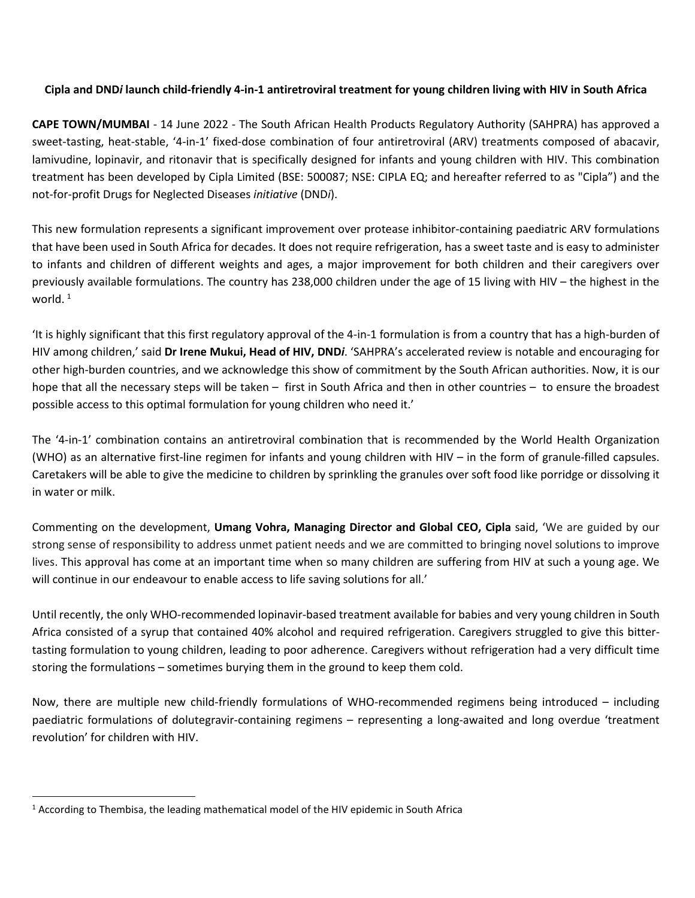**Cipla and DND*i* launch child-friendly 4-in-1 antiretroviral treatment for young children living with HIV in South Africa**

**CAPE TOWN/MUMBAI** - 14 June 2022 - The South African Health Products Regulatory Authority (SAHPRA) has approved a sweet-tasting, heat-stable, '4-in-1' fixed-dose combination of four antiretroviral (ARV) treatments composed of abacavir, lamivudine, lopinavir, and ritonavir that is specifically designed for infants and young children with HIV. This combination treatment has been developed by Cipla Limited (BSE: 500087; NSE: CIPLA EQ; and hereafter referred to as "Cipla") and the not-for-profit Drugs for Neglected Diseases *initiative* (DND*i*).

This new formulation represents a significant improvement over protease inhibitor-containing paediatric ARV formulations that have been used in South Africa for decades. It does not require refrigeration, has a sweet taste and is easy to administer to infants and children of different weights and ages, a major improvement for both children and their caregivers over previously available formulations. The country has 238,000 children under the age of 15 living with HIV – the highest in the world. [1]

'It is highly significant that this first regulatory approval of the 4-in-1 formulation is from a country that has a high-burden of HIV among children,' said **Dr Irene Mukui, Head of HIV, DND*i***. 'SAHPRA's accelerated review is notable and encouraging for other high-burden countries, and we acknowledge this show of commitment by the South African authorities. Now, it is our hope that all the necessary steps will be taken – first in South Africa and then in other countries – to ensure the broadest possible access to this optimal formulation for young children who need it.'

The '4-in-1' combination contains an antiretroviral combination that is recommended by the World Health Organization (WHO) as an alternative first-line regimen for infants and young children with HIV – in the form of granule-filled capsules. Caretakers will be able to give the medicine to children by sprinkling the granules over soft food like porridge or dissolving it in water or milk.

Commenting on the development, **Umang Vohra, Managing Director and Global CEO, Cipla** said, 'We are guided by our strong sense of responsibility to address unmet patient needs and we are committed to bringing novel solutions to improve lives. This approval has come at an important time when so many children are suffering from HIV at such a young age. We will continue in our endeavour to enable access to life saving solutions for all.'

Until recently, the only WHO-recommended lopinavir-based treatment available for babies and very young children in South Africa consisted of a syrup that contained 40% alcohol and required refrigeration. Caregivers struggled to give this bitter-tasting formulation to young children, leading to poor adherence. Caregivers without refrigeration had a very difficult time storing the formulations – sometimes burying them in the ground to keep them cold.

Now, there are multiple new child-friendly formulations of WHO-recommended regimens being introduced – including paediatric formulations of dolutegravir-containing regimens – representing a long-awaited and long overdue 'treatment revolution' for children with HIV.

---

[1] According to Thembisa, the leading mathematical model of the HIV epidemic in South Africa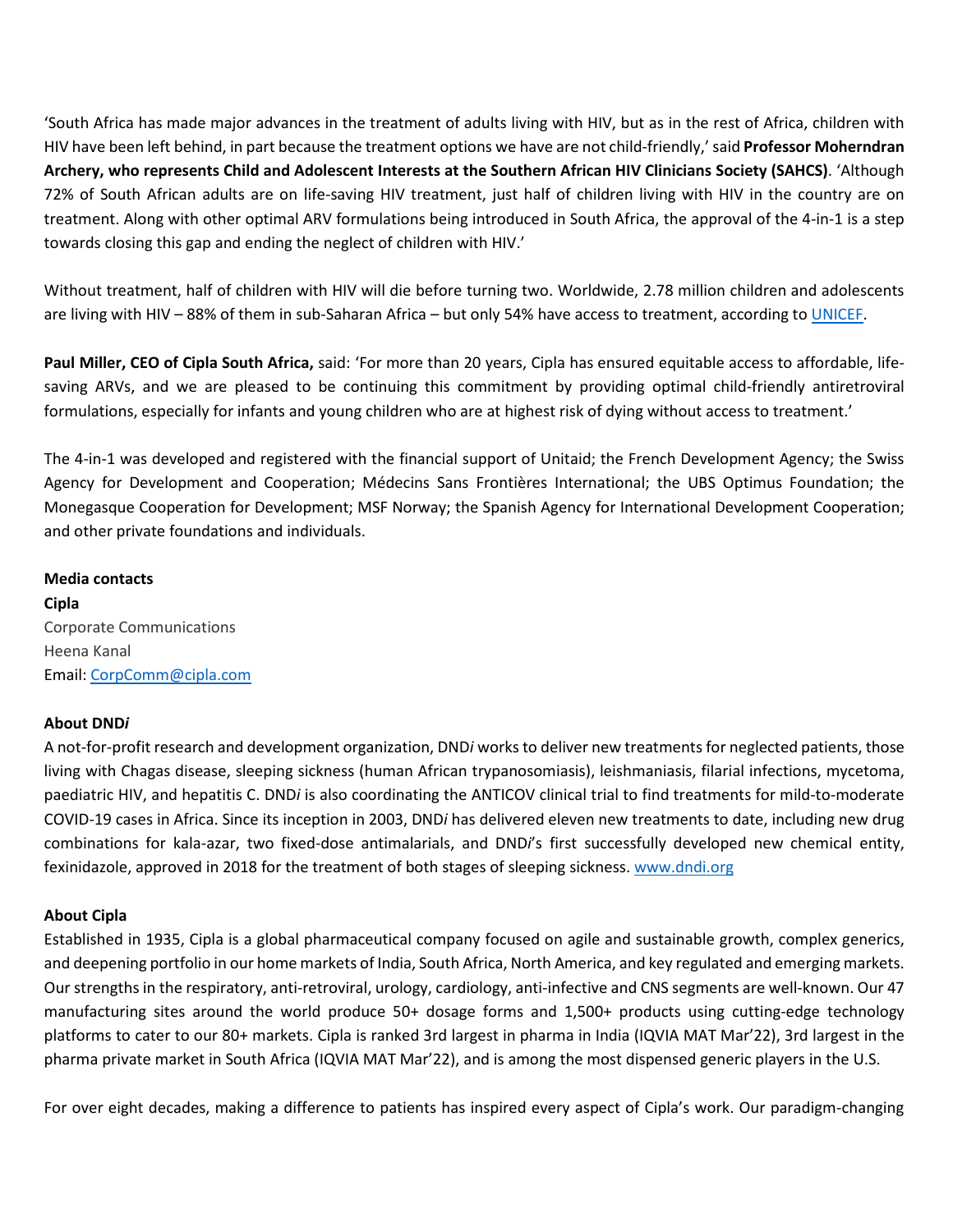'South Africa has made major advances in the treatment of adults living with HIV, but as in the rest of Africa, children with HIV have been left behind, in part because the treatment options we have are not child-friendly,' said **Professor Moherndran Archery, who represents Child and Adolescent Interests at the Southern African HIV Clinicians Society (SAHCS)**. 'Although 72% of South African adults are on life-saving HIV treatment, just half of children living with HIV in the country are on treatment. Along with other optimal ARV formulations being introduced in South Africa, the approval of the 4-in-1 is a step towards closing this gap and ending the neglect of children with HIV.'

Without treatment, half of children with HIV will die before turning two. Worldwide, 2.78 million children and adolescents are living with HIV – 88% of them in sub-Saharan Africa – but only 54% have access to treatment, according to [UNICEF](UNICEF).

**Paul Miller, CEO of Cipla South Africa,** said: 'For more than 20 years, Cipla has ensured equitable access to affordable, life-saving ARVs, and we are pleased to be continuing this commitment by providing optimal child-friendly antiretroviral formulations, especially for infants and young children who are at highest risk of dying without access to treatment.'

The 4-in-1 was developed and registered with the financial support of Unitaid; the French Development Agency; the Swiss Agency for Development and Cooperation; Médecins Sans Frontières International; the UBS Optimus Foundation; the Monegasque Cooperation for Development; MSF Norway; the Spanish Agency for International Development Cooperation; and other private foundations and individuals.

**Media contacts**
**Cipla**
Corporate Communications
Heena Kanal
Email: CorpComm@cipla.com

**About DND*i***
A not-for-profit research and development organization, DND*i* works to deliver new treatments for neglected patients, those living with Chagas disease, sleeping sickness (human African trypanosomiasis), leishmaniasis, filarial infections, mycetoma, paediatric HIV, and hepatitis C. DND*i* is also coordinating the ANTICOV clinical trial to find treatments for mild-to-moderate COVID-19 cases in Africa. Since its inception in 2003, DND*i* has delivered eleven new treatments to date, including new drug combinations for kala-azar, two fixed-dose antimalarials, and DND*i*'s first successfully developed new chemical entity, fexinidazole, approved in 2018 for the treatment of both stages of sleeping sickness. www.dndi.org

**About Cipla**
Established in 1935, Cipla is a global pharmaceutical company focused on agile and sustainable growth, complex generics, and deepening portfolio in our home markets of India, South Africa, North America, and key regulated and emerging markets. Our strengths in the respiratory, anti-retroviral, urology, cardiology, anti-infective and CNS segments are well-known. Our 47 manufacturing sites around the world produce 50+ dosage forms and 1,500+ products using cutting-edge technology platforms to cater to our 80+ markets. Cipla is ranked 3rd largest in pharma in India (IQVIA MAT Mar'22), 3rd largest in the pharma private market in South Africa (IQVIA MAT Mar'22), and is among the most dispensed generic players in the U.S.

For over eight decades, making a difference to patients has inspired every aspect of Cipla's work. Our paradigm-changing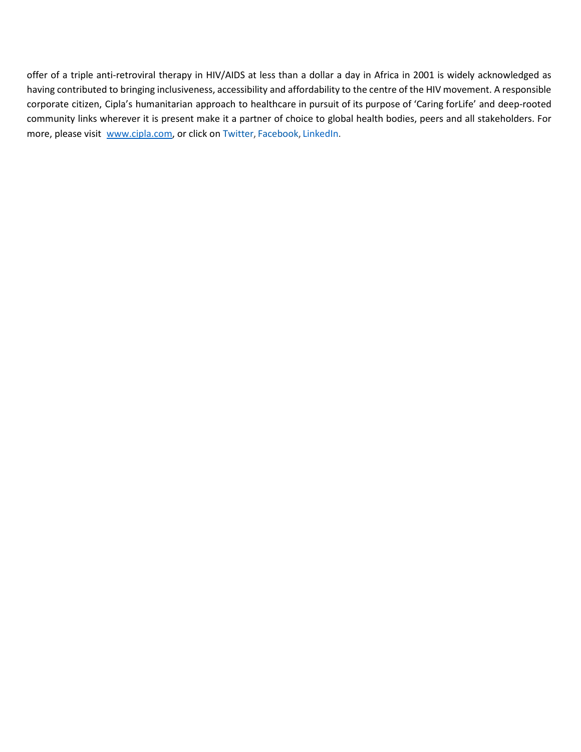offer of a triple anti-retroviral therapy in HIV/AIDS at less than a dollar a day in Africa in 2001 is widely acknowledged as having contributed to bringing inclusiveness, accessibility and affordability to the centre of the HIV movement. A responsible corporate citizen, Cipla's humanitarian approach to healthcare in pursuit of its purpose of 'Caring forLife' and deep-rooted community links wherever it is present make it a partner of choice to global health bodies, peers and all stakeholders. For more, please visit www.cipla.com, or click on Twitter, Facebook, LinkedIn.